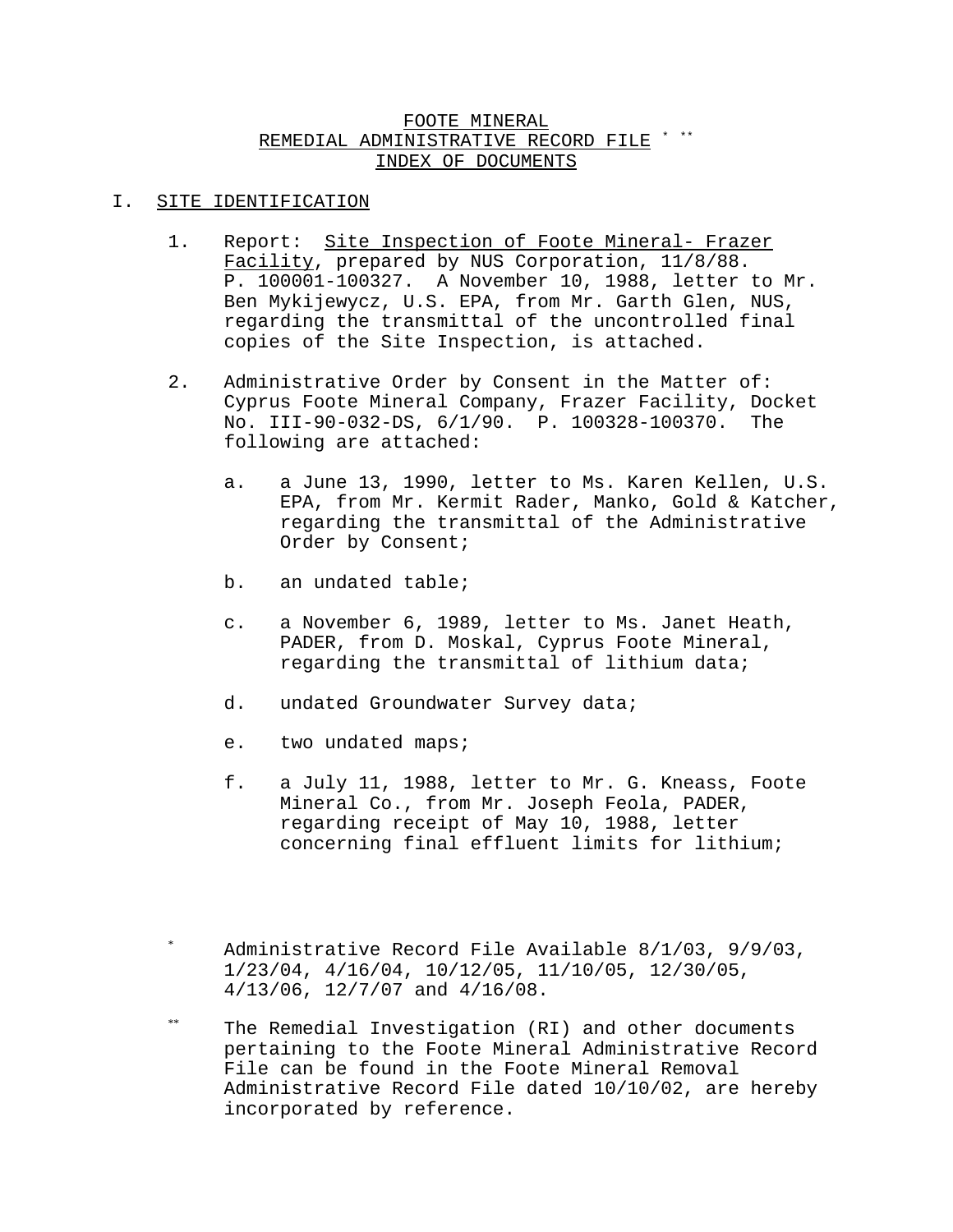# FOOTE MINERAL
# REMEDIAL ADMINISTRATIVE RECORD FILE * **
# INDEX OF DOCUMENTS

## I. SITE IDENTIFICATION

1. Report: Site Inspection of Foote Mineral- Frazer Facility, prepared by NUS Corporation, 11/8/88. P. 100001-100327. A November 10, 1988, letter to Mr. Ben Mykijewycz, U.S. EPA, from Mr. Garth Glen, NUS, regarding the transmittal of the uncontrolled final copies of the Site Inspection, is attached.

2. Administrative Order by Consent in the Matter of: Cyprus Foote Mineral Company, Frazer Facility, Docket No. III-90-032-DS, 6/1/90. P. 100328-100370. The following are attached:

   a. a June 13, 1990, letter to Ms. Karen Kellen, U.S. EPA, from Mr. Kermit Rader, Manko, Gold & Katcher, regarding the transmittal of the Administrative Order by Consent;

   b. an undated table;

   c. a November 6, 1989, letter to Ms. Janet Heath, PADER, from D. Moskal, Cyprus Foote Mineral, regarding the transmittal of lithium data;

   d. undated Groundwater Survey data;

   e. two undated maps;

   f. a July 11, 1988, letter to Mr. G. Kneass, Foote Mineral Co., from Mr. Joseph Feola, PADER, regarding receipt of May 10, 1988, letter concerning final effluent limits for lithium;

---

\* Administrative Record File Available 8/1/03, 9/9/03, 1/23/04, 4/16/04, 10/12/05, 11/10/05, 12/30/05, 4/13/06, 12/7/07 and 4/16/08.

\*\* The Remedial Investigation (RI) and other documents pertaining to the Foote Mineral Administrative Record File can be found in the Foote Mineral Removal Administrative Record File dated 10/10/02, are hereby incorporated by reference.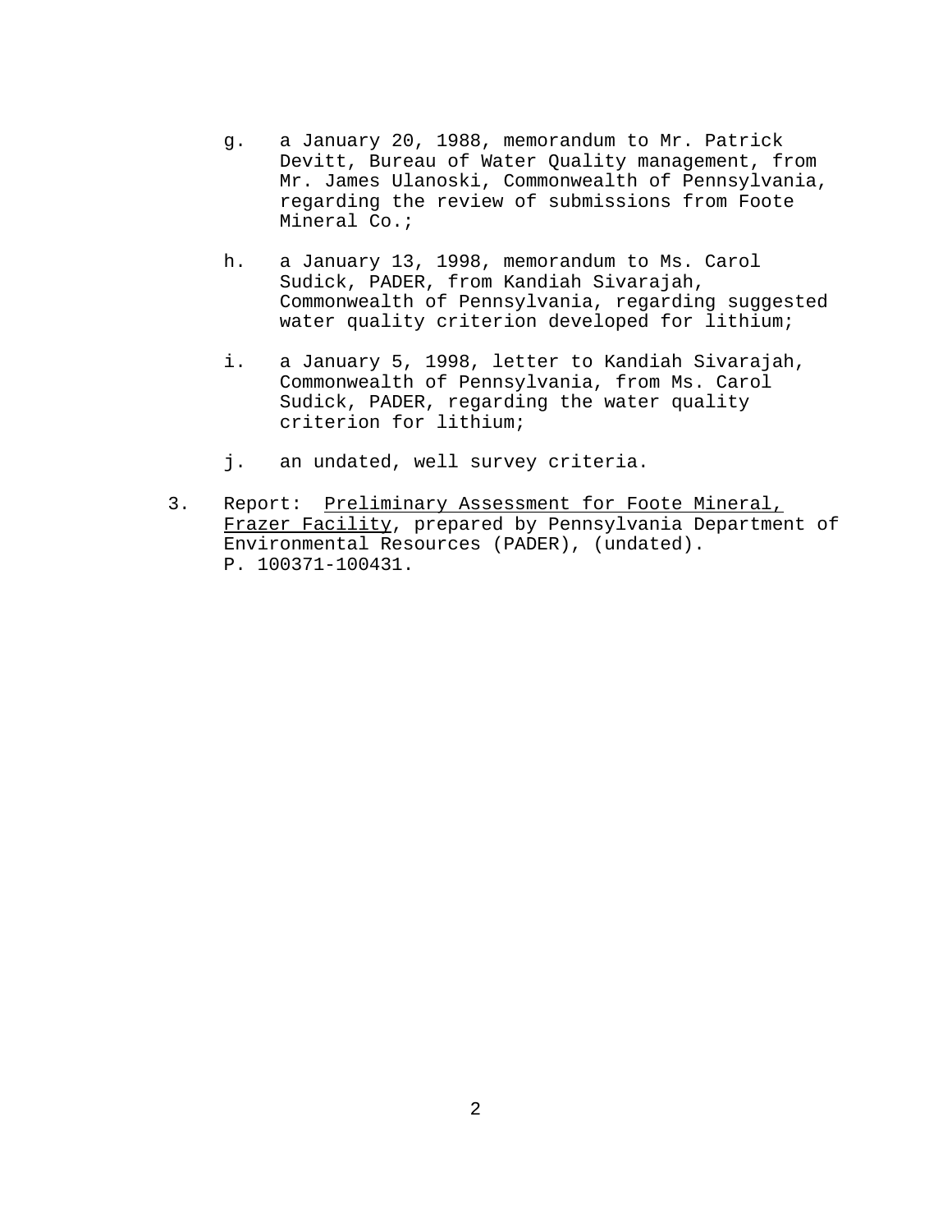g. a January 20, 1988, memorandum to Mr. Patrick Devitt, Bureau of Water Quality management, from Mr. James Ulanoski, Commonwealth of Pennsylvania, regarding the review of submissions from Foote Mineral Co.;

h. a January 13, 1998, memorandum to Ms. Carol Sudick, PADER, from Kandiah Sivarajah, Commonwealth of Pennsylvania, regarding suggested water quality criterion developed for lithium;

i. a January 5, 1998, letter to Kandiah Sivarajah, Commonwealth of Pennsylvania, from Ms. Carol Sudick, PADER, regarding the water quality criterion for lithium;

j. an undated, well survey criteria.

3. Report: Preliminary Assessment for Foote Mineral, Frazer Facility, prepared by Pennsylvania Department of Environmental Resources (PADER), (undated). P. 100371-100431.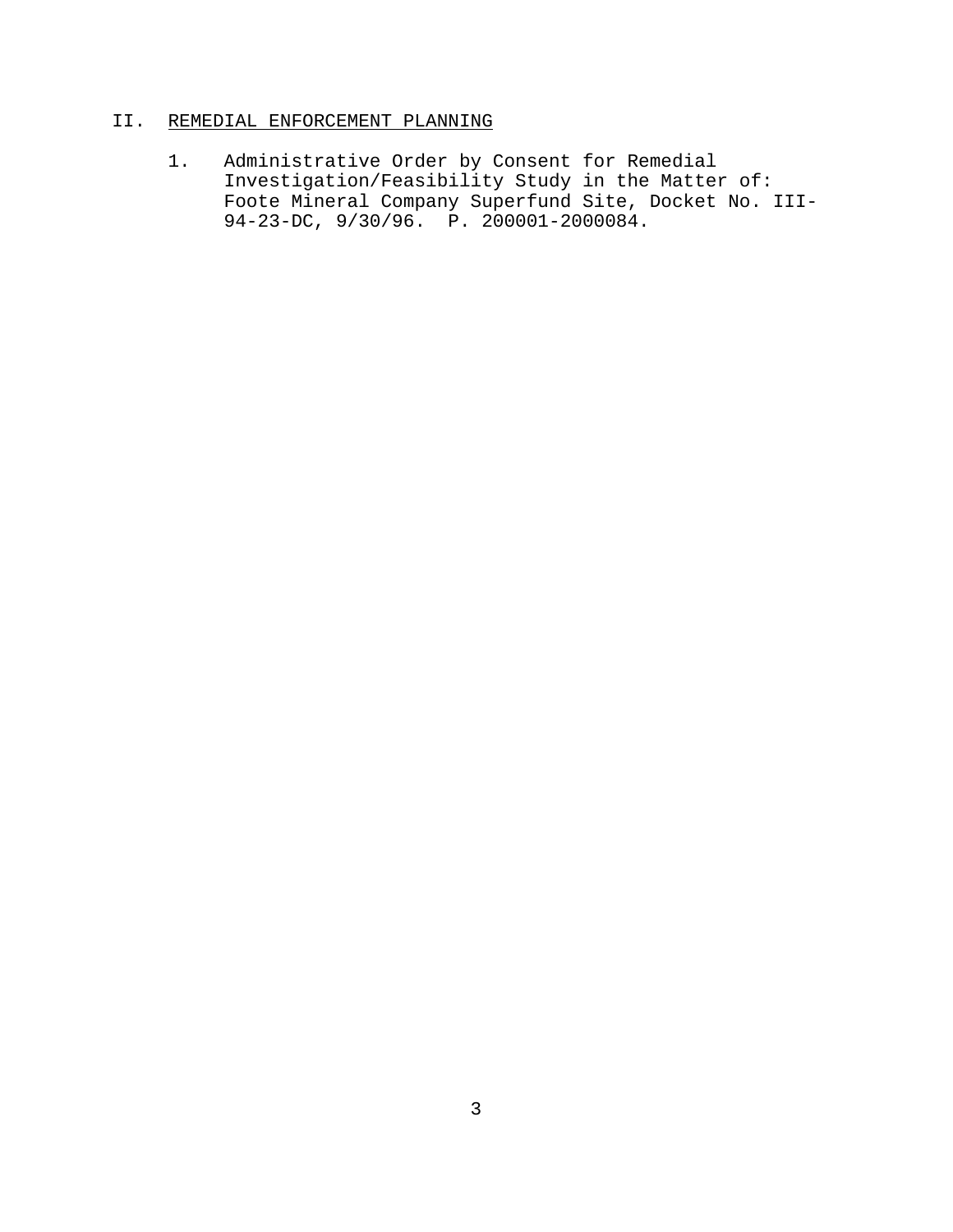## II. REMEDIAL ENFORCEMENT PLANNING

1. Administrative Order by Consent for Remedial Investigation/Feasibility Study in the Matter of: Foote Mineral Company Superfund Site, Docket No. III-94-23-DC, 9/30/96. P. 200001-2000084.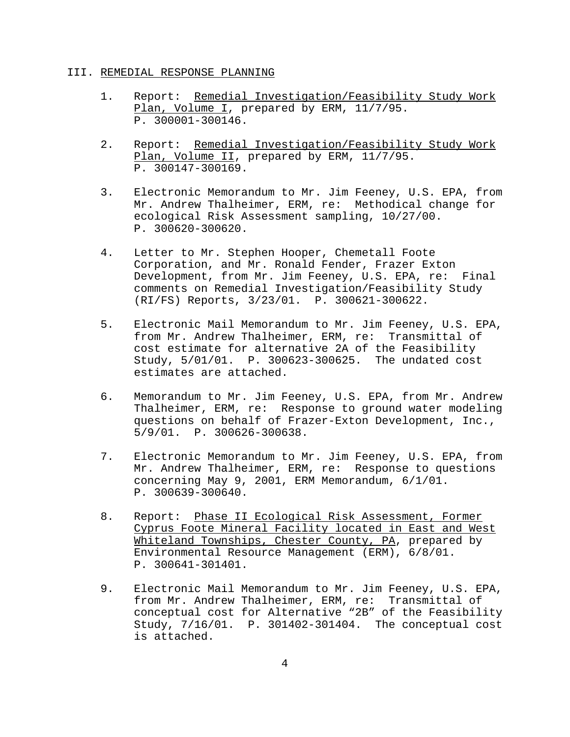## III. REMEDIAL RESPONSE PLANNING

1. Report: Remedial Investigation/Feasibility Study Work Plan, Volume I, prepared by ERM, 11/7/95. P. 300001-300146.

2. Report: Remedial Investigation/Feasibility Study Work Plan, Volume II, prepared by ERM, 11/7/95. P. 300147-300169.

3. Electronic Memorandum to Mr. Jim Feeney, U.S. EPA, from Mr. Andrew Thalheimer, ERM, re: Methodical change for ecological Risk Assessment sampling, 10/27/00. P. 300620-300620.

4. Letter to Mr. Stephen Hooper, Chemetall Foote Corporation, and Mr. Ronald Fender, Frazer Exton Development, from Mr. Jim Feeney, U.S. EPA, re: Final comments on Remedial Investigation/Feasibility Study (RI/FS) Reports, 3/23/01. P. 300621-300622.

5. Electronic Mail Memorandum to Mr. Jim Feeney, U.S. EPA, from Mr. Andrew Thalheimer, ERM, re: Transmittal of cost estimate for alternative 2A of the Feasibility Study, 5/01/01. P. 300623-300625. The undated cost estimates are attached.

6. Memorandum to Mr. Jim Feeney, U.S. EPA, from Mr. Andrew Thalheimer, ERM, re: Response to ground water modeling questions on behalf of Frazer-Exton Development, Inc., 5/9/01. P. 300626-300638.

7. Electronic Memorandum to Mr. Jim Feeney, U.S. EPA, from Mr. Andrew Thalheimer, ERM, re: Response to questions concerning May 9, 2001, ERM Memorandum, 6/1/01. P. 300639-300640.

8. Report: Phase II Ecological Risk Assessment, Former Cyprus Foote Mineral Facility located in East and West Whiteland Townships, Chester County, PA, prepared by Environmental Resource Management (ERM), 6/8/01. P. 300641-301401.

9. Electronic Mail Memorandum to Mr. Jim Feeney, U.S. EPA, from Mr. Andrew Thalheimer, ERM, re: Transmittal of conceptual cost for Alternative “2B” of the Feasibility Study, 7/16/01. P. 301402-301404. The conceptual cost is attached.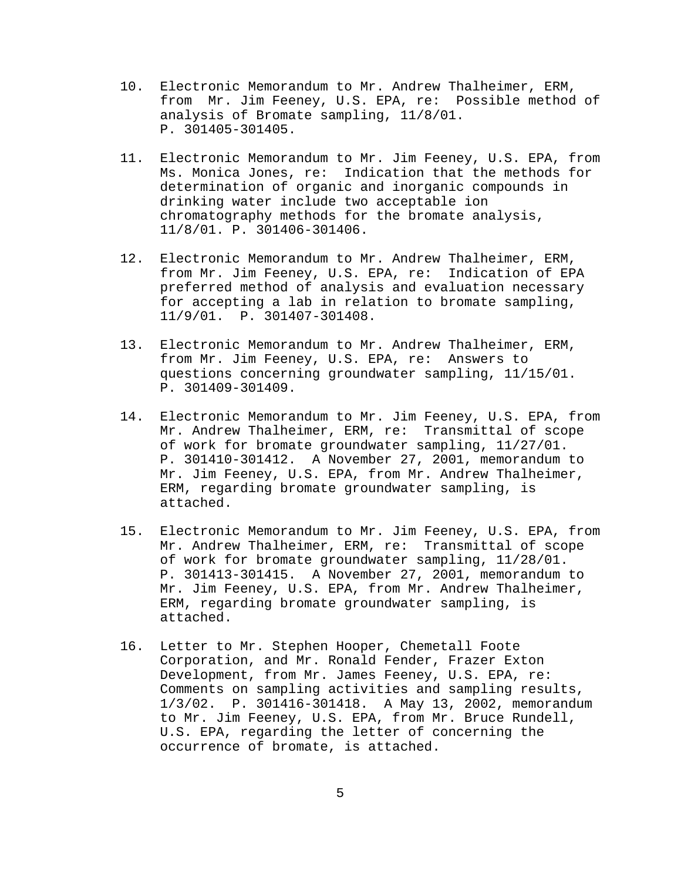10. Electronic Memorandum to Mr. Andrew Thalheimer, ERM, from Mr. Jim Feeney, U.S. EPA, re: Possible method of analysis of Bromate sampling, 11/8/01. P. 301405-301405.

11. Electronic Memorandum to Mr. Jim Feeney, U.S. EPA, from Ms. Monica Jones, re: Indication that the methods for determination of organic and inorganic compounds in drinking water include two acceptable ion chromatography methods for the bromate analysis, 11/8/01. P. 301406-301406.

12. Electronic Memorandum to Mr. Andrew Thalheimer, ERM, from Mr. Jim Feeney, U.S. EPA, re: Indication of EPA preferred method of analysis and evaluation necessary for accepting a lab in relation to bromate sampling, 11/9/01. P. 301407-301408.

13. Electronic Memorandum to Mr. Andrew Thalheimer, ERM, from Mr. Jim Feeney, U.S. EPA, re: Answers to questions concerning groundwater sampling, 11/15/01. P. 301409-301409.

14. Electronic Memorandum to Mr. Jim Feeney, U.S. EPA, from Mr. Andrew Thalheimer, ERM, re: Transmittal of scope of work for bromate groundwater sampling, 11/27/01. P. 301410-301412. A November 27, 2001, memorandum to Mr. Jim Feeney, U.S. EPA, from Mr. Andrew Thalheimer, ERM, regarding bromate groundwater sampling, is attached.

15. Electronic Memorandum to Mr. Jim Feeney, U.S. EPA, from Mr. Andrew Thalheimer, ERM, re: Transmittal of scope of work for bromate groundwater sampling, 11/28/01. P. 301413-301415. A November 27, 2001, memorandum to Mr. Jim Feeney, U.S. EPA, from Mr. Andrew Thalheimer, ERM, regarding bromate groundwater sampling, is attached.

16. Letter to Mr. Stephen Hooper, Chemetall Foote Corporation, and Mr. Ronald Fender, Frazer Exton Development, from Mr. James Feeney, U.S. EPA, re: Comments on sampling activities and sampling results, 1/3/02. P. 301416-301418. A May 13, 2002, memorandum to Mr. Jim Feeney, U.S. EPA, from Mr. Bruce Rundell, U.S. EPA, regarding the letter of concerning the occurrence of bromate, is attached.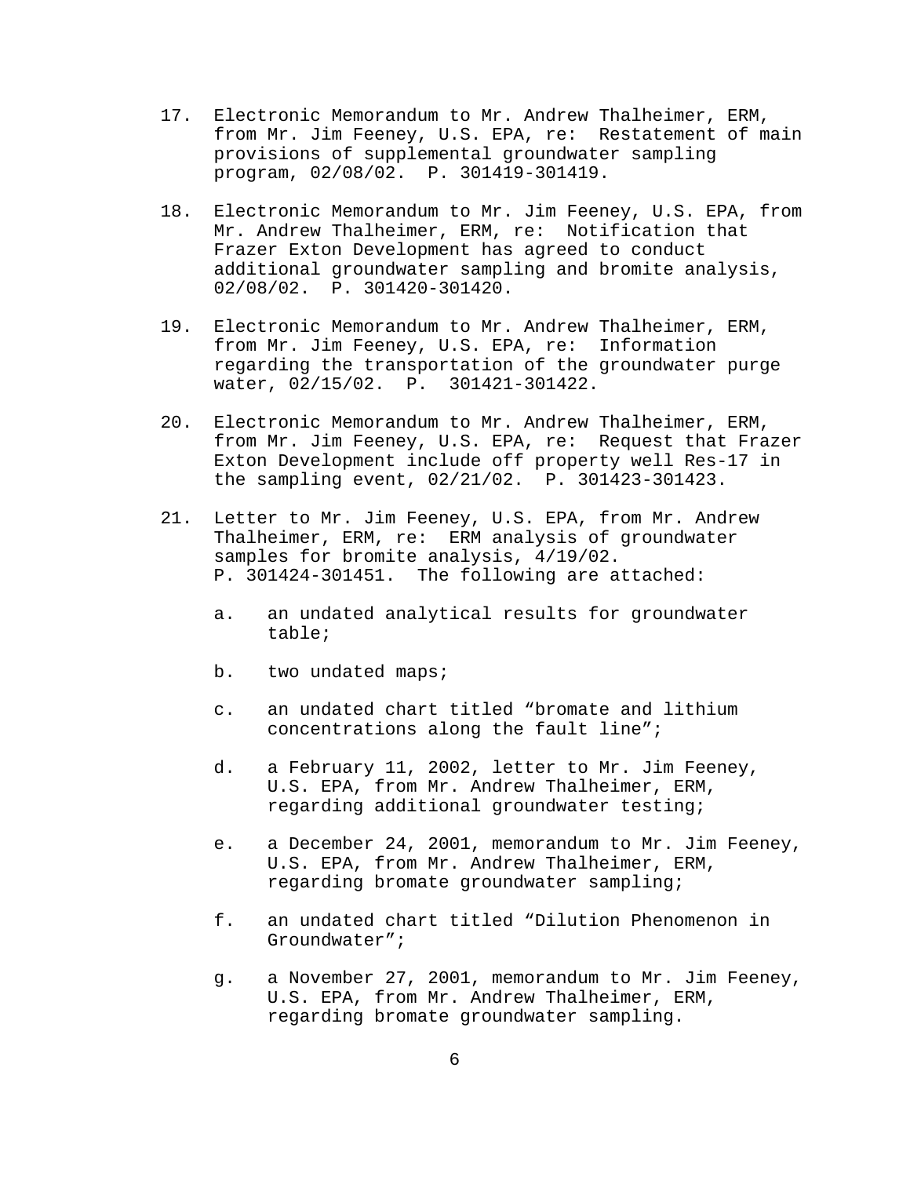17. Electronic Memorandum to Mr. Andrew Thalheimer, ERM, from Mr. Jim Feeney, U.S. EPA, re: Restatement of main provisions of supplemental groundwater sampling program, 02/08/02. P. 301419-301419.

18. Electronic Memorandum to Mr. Jim Feeney, U.S. EPA, from Mr. Andrew Thalheimer, ERM, re: Notification that Frazer Exton Development has agreed to conduct additional groundwater sampling and bromite analysis, 02/08/02. P. 301420-301420.

19. Electronic Memorandum to Mr. Andrew Thalheimer, ERM, from Mr. Jim Feeney, U.S. EPA, re: Information regarding the transportation of the groundwater purge water, 02/15/02. P. 301421-301422.

20. Electronic Memorandum to Mr. Andrew Thalheimer, ERM, from Mr. Jim Feeney, U.S. EPA, re: Request that Frazer Exton Development include off property well Res-17 in the sampling event, 02/21/02. P. 301423-301423.

21. Letter to Mr. Jim Feeney, U.S. EPA, from Mr. Andrew Thalheimer, ERM, re: ERM analysis of groundwater samples for bromite analysis, 4/19/02. P. 301424-301451. The following are attached:

    a. an undated analytical results for groundwater table;

    b. two undated maps;

    c. an undated chart titled "bromate and lithium concentrations along the fault line";

    d. a February 11, 2002, letter to Mr. Jim Feeney, U.S. EPA, from Mr. Andrew Thalheimer, ERM, regarding additional groundwater testing;

    e. a December 24, 2001, memorandum to Mr. Jim Feeney, U.S. EPA, from Mr. Andrew Thalheimer, ERM, regarding bromate groundwater sampling;

    f. an undated chart titled "Dilution Phenomenon in Groundwater";

    g. a November 27, 2001, memorandum to Mr. Jim Feeney, U.S. EPA, from Mr. Andrew Thalheimer, ERM, regarding bromate groundwater sampling.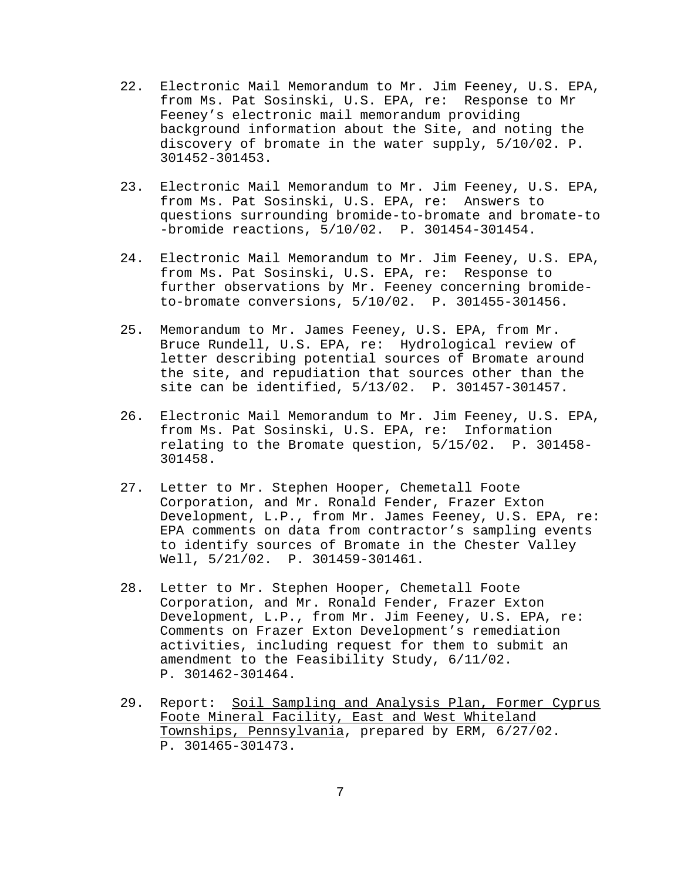22. Electronic Mail Memorandum to Mr. Jim Feeney, U.S. EPA, from Ms. Pat Sosinski, U.S. EPA, re: Response to Mr Feeney’s electronic mail memorandum providing background information about the Site, and noting the discovery of bromate in the water supply, 5/10/02. P. 301452-301453.

23. Electronic Mail Memorandum to Mr. Jim Feeney, U.S. EPA, from Ms. Pat Sosinski, U.S. EPA, re: Answers to questions surrounding bromide-to-bromate and bromate-to-bromide reactions, 5/10/02. P. 301454-301454.

24. Electronic Mail Memorandum to Mr. Jim Feeney, U.S. EPA, from Ms. Pat Sosinski, U.S. EPA, re: Response to further observations by Mr. Feeney concerning bromide-to-bromate conversions, 5/10/02. P. 301455-301456.

25. Memorandum to Mr. James Feeney, U.S. EPA, from Mr. Bruce Rundell, U.S. EPA, re: Hydrological review of letter describing potential sources of Bromate around the site, and repudiation that sources other than the site can be identified, 5/13/02. P. 301457-301457.

26. Electronic Mail Memorandum to Mr. Jim Feeney, U.S. EPA, from Ms. Pat Sosinski, U.S. EPA, re: Information relating to the Bromate question, 5/15/02. P. 301458-301458.

27. Letter to Mr. Stephen Hooper, Chemetall Foote Corporation, and Mr. Ronald Fender, Frazer Exton Development, L.P., from Mr. James Feeney, U.S. EPA, re: EPA comments on data from contractor’s sampling events to identify sources of Bromate in the Chester Valley Well, 5/21/02. P. 301459-301461.

28. Letter to Mr. Stephen Hooper, Chemetall Foote Corporation, and Mr. Ronald Fender, Frazer Exton Development, L.P., from Mr. Jim Feeney, U.S. EPA, re: Comments on Frazer Exton Development’s remediation activities, including request for them to submit an amendment to the Feasibility Study, 6/11/02. P. 301462-301464.

29. Report: Soil Sampling and Analysis Plan, Former Cyprus Foote Mineral Facility, East and West Whiteland Townships, Pennsylvania, prepared by ERM, 6/27/02. P. 301465-301473.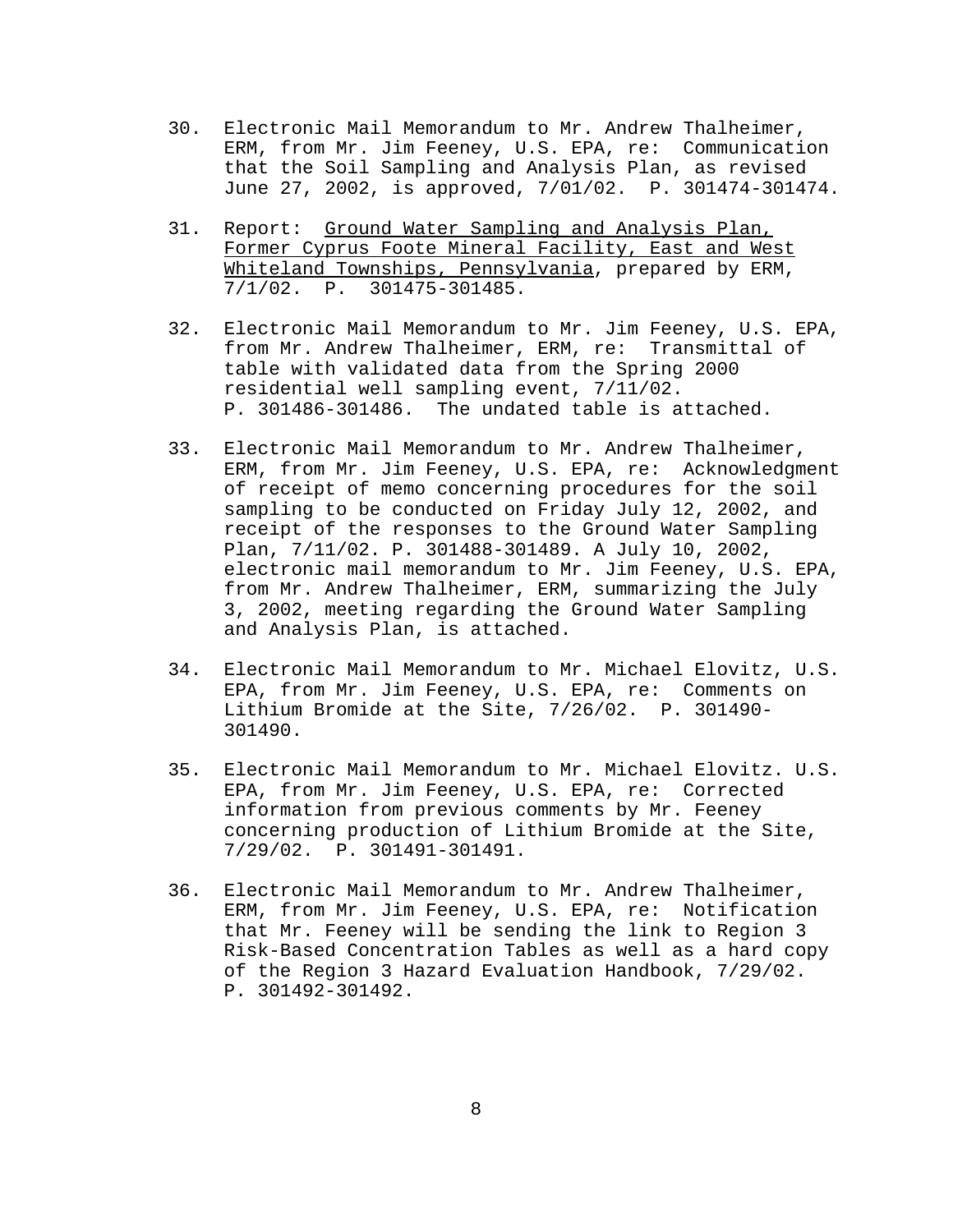30. Electronic Mail Memorandum to Mr. Andrew Thalheimer, ERM, from Mr. Jim Feeney, U.S. EPA, re: Communication that the Soil Sampling and Analysis Plan, as revised June 27, 2002, is approved, 7/01/02. P. 301474-301474.

31. Report: Ground Water Sampling and Analysis Plan, Former Cyprus Foote Mineral Facility, East and West Whiteland Townships, Pennsylvania, prepared by ERM, 7/1/02. P. 301475-301485.

32. Electronic Mail Memorandum to Mr. Jim Feeney, U.S. EPA, from Mr. Andrew Thalheimer, ERM, re: Transmittal of table with validated data from the Spring 2000 residential well sampling event, 7/11/02. P. 301486-301486. The undated table is attached.

33. Electronic Mail Memorandum to Mr. Andrew Thalheimer, ERM, from Mr. Jim Feeney, U.S. EPA, re: Acknowledgment of receipt of memo concerning procedures for the soil sampling to be conducted on Friday July 12, 2002, and receipt of the responses to the Ground Water Sampling Plan, 7/11/02. P. 301488-301489. A July 10, 2002, electronic mail memorandum to Mr. Jim Feeney, U.S. EPA, from Mr. Andrew Thalheimer, ERM, summarizing the July 3, 2002, meeting regarding the Ground Water Sampling and Analysis Plan, is attached.

34. Electronic Mail Memorandum to Mr. Michael Elovitz, U.S. EPA, from Mr. Jim Feeney, U.S. EPA, re: Comments on Lithium Bromide at the Site, 7/26/02. P. 301490-301490.

35. Electronic Mail Memorandum to Mr. Michael Elovitz. U.S. EPA, from Mr. Jim Feeney, U.S. EPA, re: Corrected information from previous comments by Mr. Feeney concerning production of Lithium Bromide at the Site, 7/29/02. P. 301491-301491.

36. Electronic Mail Memorandum to Mr. Andrew Thalheimer, ERM, from Mr. Jim Feeney, U.S. EPA, re: Notification that Mr. Feeney will be sending the link to Region 3 Risk-Based Concentration Tables as well as a hard copy of the Region 3 Hazard Evaluation Handbook, 7/29/02. P. 301492-301492.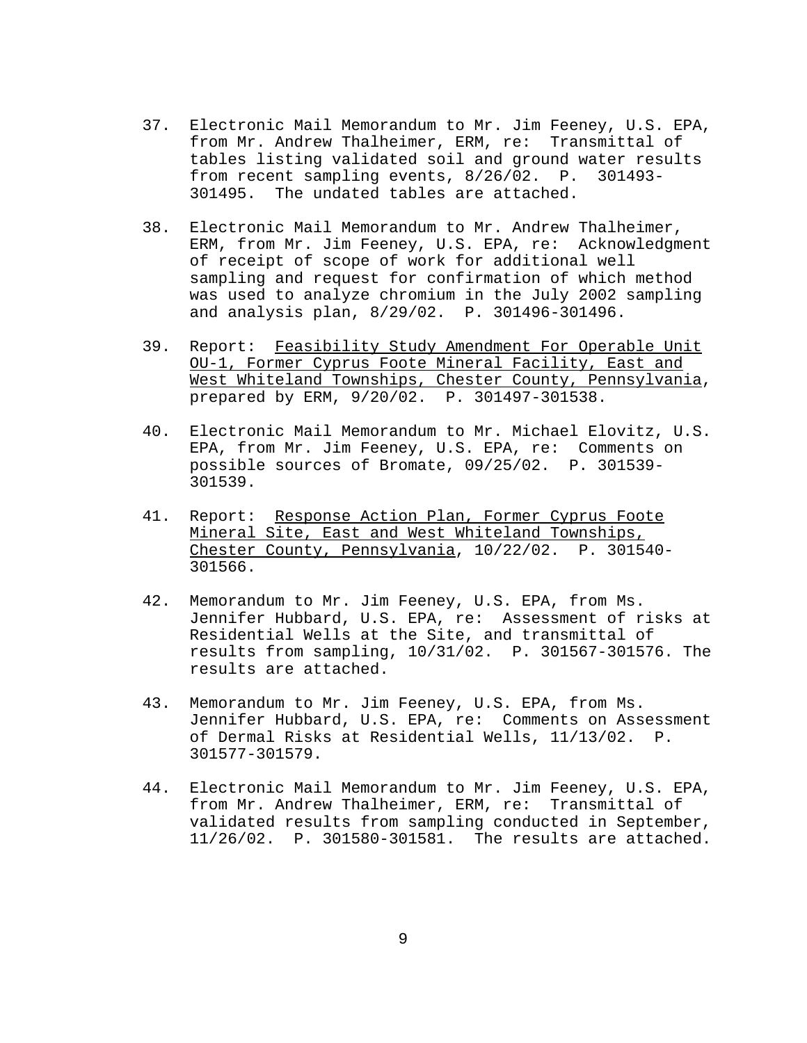37. Electronic Mail Memorandum to Mr. Jim Feeney, U.S. EPA, from Mr. Andrew Thalheimer, ERM, re: Transmittal of tables listing validated soil and ground water results from recent sampling events, 8/26/02. P. 301493-301495. The undated tables are attached.

38. Electronic Mail Memorandum to Mr. Andrew Thalheimer, ERM, from Mr. Jim Feeney, U.S. EPA, re: Acknowledgment of receipt of scope of work for additional well sampling and request for confirmation of which method was used to analyze chromium in the July 2002 sampling and analysis plan, 8/29/02. P. 301496-301496.

39. Report: <u>Feasibility Study Amendment For Operable Unit OU-1, Former Cyprus Foote Mineral Facility, East and West Whiteland Townships, Chester County, Pennsylvania</u>, prepared by ERM, 9/20/02. P. 301497-301538.

40. Electronic Mail Memorandum to Mr. Michael Elovitz, U.S. EPA, from Mr. Jim Feeney, U.S. EPA, re: Comments on possible sources of Bromate, 09/25/02. P. 301539-301539.

41. Report: <u>Response Action Plan, Former Cyprus Foote Mineral Site, East and West Whiteland Townships, Chester County, Pennsylvania</u>, 10/22/02. P. 301540-301566.

42. Memorandum to Mr. Jim Feeney, U.S. EPA, from Ms. Jennifer Hubbard, U.S. EPA, re: Assessment of risks at Residential Wells at the Site, and transmittal of results from sampling, 10/31/02. P. 301567-301576. The results are attached.

43. Memorandum to Mr. Jim Feeney, U.S. EPA, from Ms. Jennifer Hubbard, U.S. EPA, re: Comments on Assessment of Dermal Risks at Residential Wells, 11/13/02. P. 301577-301579.

44. Electronic Mail Memorandum to Mr. Jim Feeney, U.S. EPA, from Mr. Andrew Thalheimer, ERM, re: Transmittal of validated results from sampling conducted in September, 11/26/02. P. 301580-301581. The results are attached.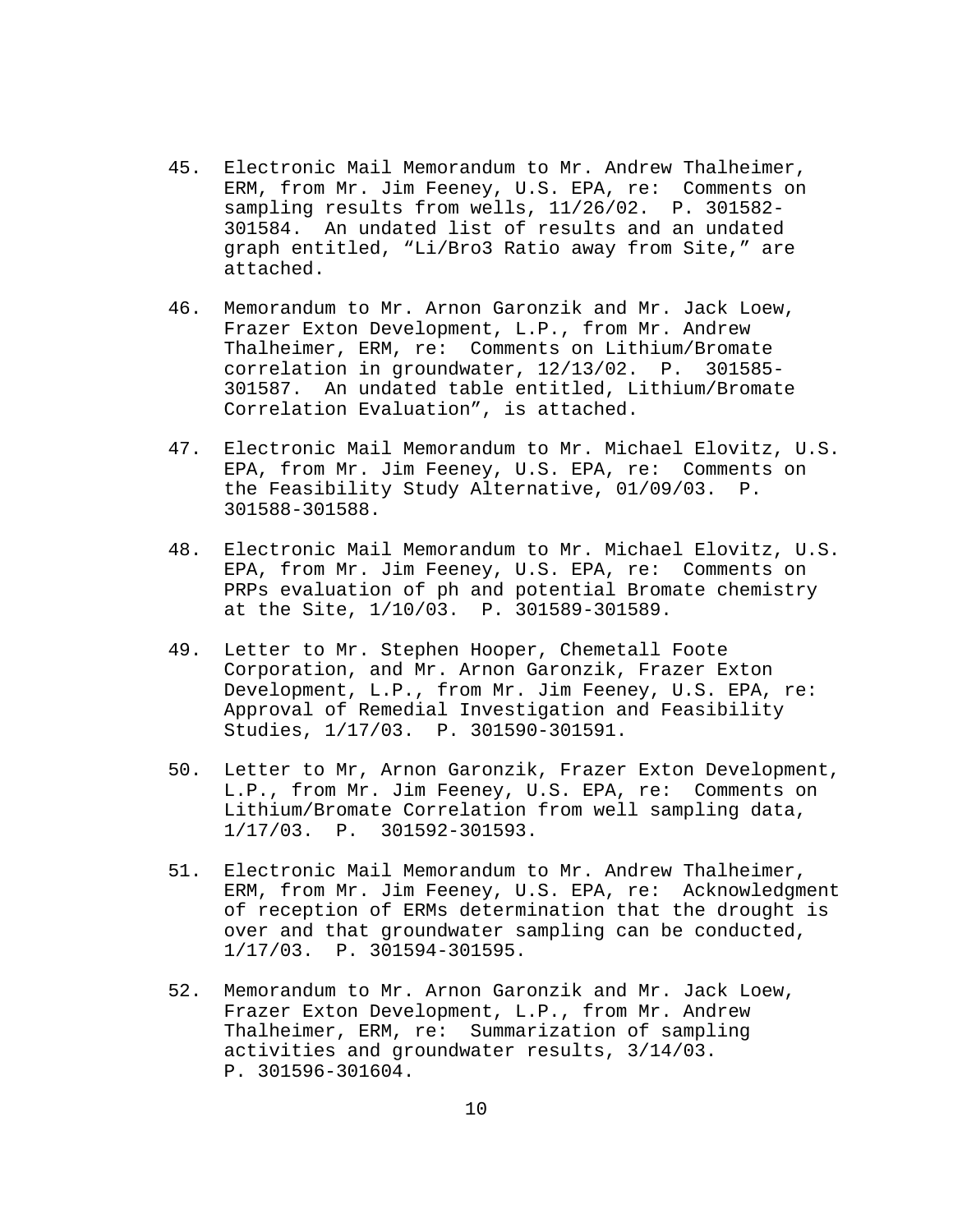45. Electronic Mail Memorandum to Mr. Andrew Thalheimer, ERM, from Mr. Jim Feeney, U.S. EPA, re: Comments on sampling results from wells, 11/26/02. P. 301582-301584. An undated list of results and an undated graph entitled, "Li/Bro3 Ratio away from Site," are attached.

46. Memorandum to Mr. Arnon Garonzik and Mr. Jack Loew, Frazer Exton Development, L.P., from Mr. Andrew Thalheimer, ERM, re: Comments on Lithium/Bromate correlation in groundwater, 12/13/02. P. 301585-301587. An undated table entitled, Lithium/Bromate Correlation Evaluation", is attached.

47. Electronic Mail Memorandum to Mr. Michael Elovitz, U.S. EPA, from Mr. Jim Feeney, U.S. EPA, re: Comments on the Feasibility Study Alternative, 01/09/03. P. 301588-301588.

48. Electronic Mail Memorandum to Mr. Michael Elovitz, U.S. EPA, from Mr. Jim Feeney, U.S. EPA, re: Comments on PRPs evaluation of ph and potential Bromate chemistry at the Site, 1/10/03. P. 301589-301589.

49. Letter to Mr. Stephen Hooper, Chemetall Foote Corporation, and Mr. Arnon Garonzik, Frazer Exton Development, L.P., from Mr. Jim Feeney, U.S. EPA, re: Approval of Remedial Investigation and Feasibility Studies, 1/17/03. P. 301590-301591.

50. Letter to Mr, Arnon Garonzik, Frazer Exton Development, L.P., from Mr. Jim Feeney, U.S. EPA, re: Comments on Lithium/Bromate Correlation from well sampling data, 1/17/03. P. 301592-301593.

51. Electronic Mail Memorandum to Mr. Andrew Thalheimer, ERM, from Mr. Jim Feeney, U.S. EPA, re: Acknowledgment of reception of ERMs determination that the drought is over and that groundwater sampling can be conducted, 1/17/03. P. 301594-301595.

52. Memorandum to Mr. Arnon Garonzik and Mr. Jack Loew, Frazer Exton Development, L.P., from Mr. Andrew Thalheimer, ERM, re: Summarization of sampling activities and groundwater results, 3/14/03. P. 301596-301604.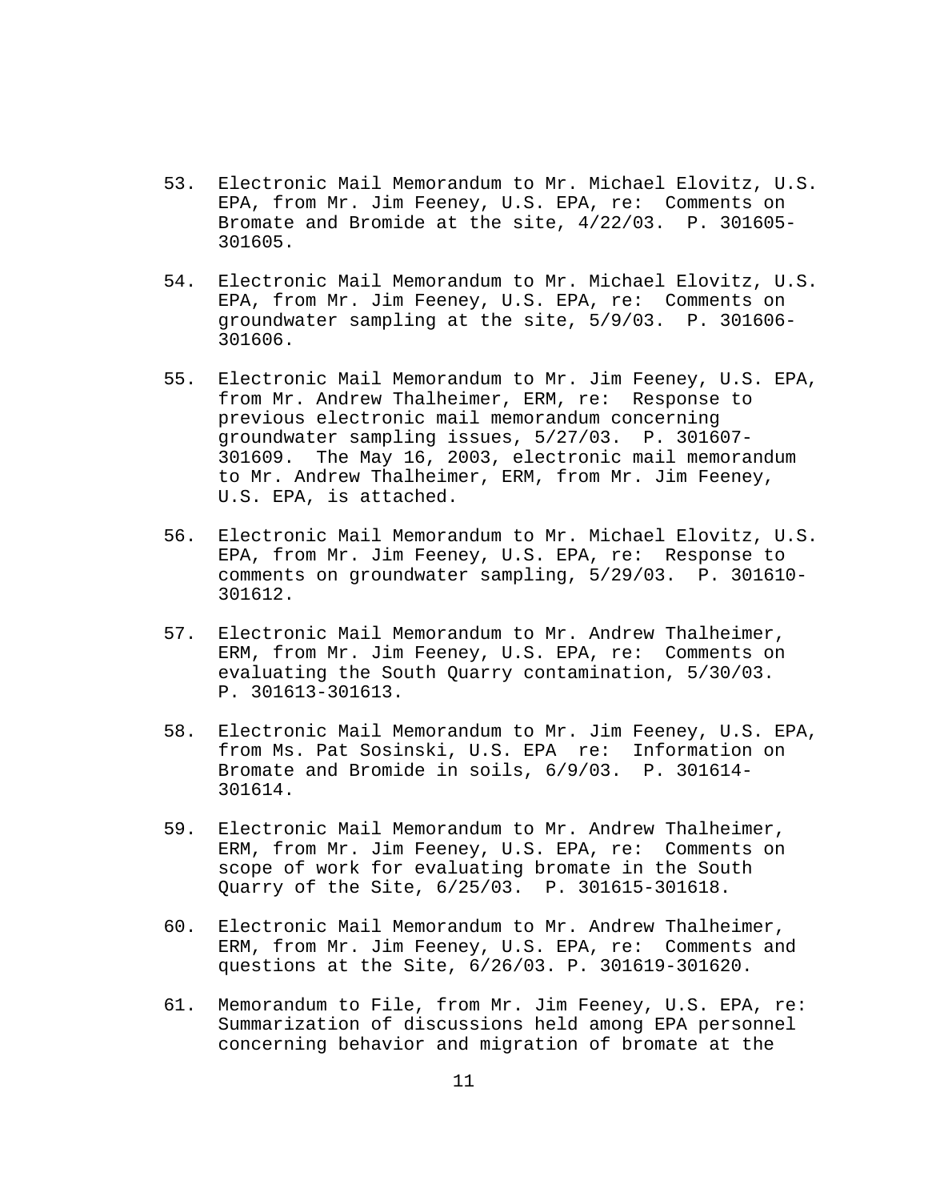53. Electronic Mail Memorandum to Mr. Michael Elovitz, U.S. EPA, from Mr. Jim Feeney, U.S. EPA, re: Comments on Bromate and Bromide at the site, 4/22/03. P. 301605-301605.

54. Electronic Mail Memorandum to Mr. Michael Elovitz, U.S. EPA, from Mr. Jim Feeney, U.S. EPA, re: Comments on groundwater sampling at the site, 5/9/03. P. 301606-301606.

55. Electronic Mail Memorandum to Mr. Jim Feeney, U.S. EPA, from Mr. Andrew Thalheimer, ERM, re: Response to previous electronic mail memorandum concerning groundwater sampling issues, 5/27/03. P. 301607-301609. The May 16, 2003, electronic mail memorandum to Mr. Andrew Thalheimer, ERM, from Mr. Jim Feeney, U.S. EPA, is attached.

56. Electronic Mail Memorandum to Mr. Michael Elovitz, U.S. EPA, from Mr. Jim Feeney, U.S. EPA, re: Response to comments on groundwater sampling, 5/29/03. P. 301610-301612.

57. Electronic Mail Memorandum to Mr. Andrew Thalheimer, ERM, from Mr. Jim Feeney, U.S. EPA, re: Comments on evaluating the South Quarry contamination, 5/30/03. P. 301613-301613.

58. Electronic Mail Memorandum to Mr. Jim Feeney, U.S. EPA, from Ms. Pat Sosinski, U.S. EPA re: Information on Bromate and Bromide in soils, 6/9/03. P. 301614-301614.

59. Electronic Mail Memorandum to Mr. Andrew Thalheimer, ERM, from Mr. Jim Feeney, U.S. EPA, re: Comments on scope of work for evaluating bromate in the South Quarry of the Site, 6/25/03. P. 301615-301618.

60. Electronic Mail Memorandum to Mr. Andrew Thalheimer, ERM, from Mr. Jim Feeney, U.S. EPA, re: Comments and questions at the Site, 6/26/03. P. 301619-301620.

61. Memorandum to File, from Mr. Jim Feeney, U.S. EPA, re: Summarization of discussions held among EPA personnel concerning behavior and migration of bromate at the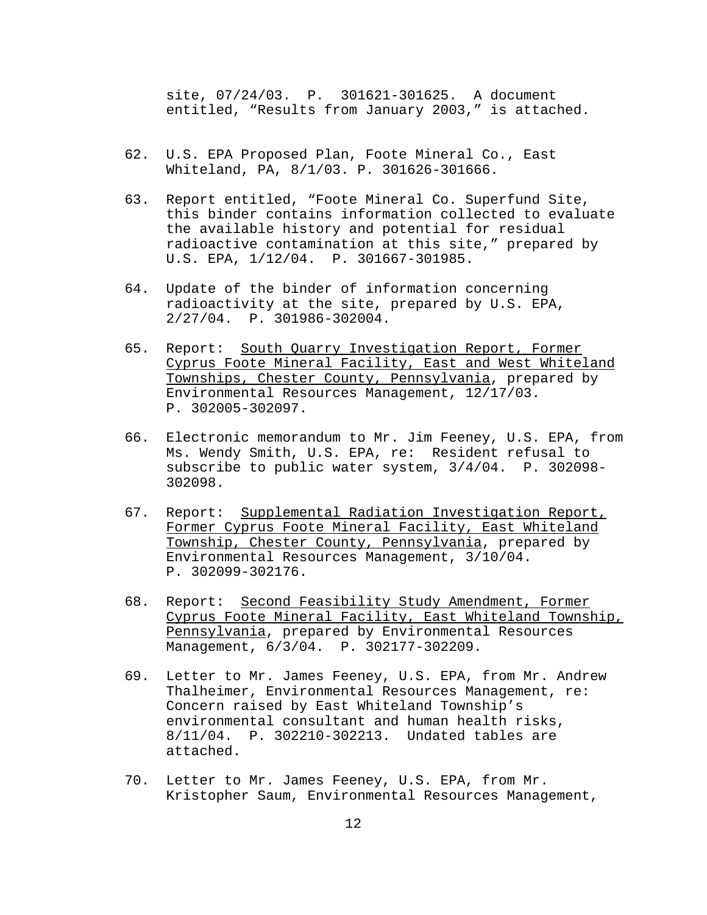site, 07/24/03. P. 301621-301625. A document entitled, "Results from January 2003," is attached.

62. U.S. EPA Proposed Plan, Foote Mineral Co., East Whiteland, PA, 8/1/03. P. 301626-301666.

63. Report entitled, "Foote Mineral Co. Superfund Site, this binder contains information collected to evaluate the available history and potential for residual radioactive contamination at this site," prepared by U.S. EPA, 1/12/04. P. 301667-301985.

64. Update of the binder of information concerning radioactivity at the site, prepared by U.S. EPA, 2/27/04. P. 301986-302004.

65. Report: South Quarry Investigation Report, Former Cyprus Foote Mineral Facility, East and West Whiteland Townships, Chester County, Pennsylvania, prepared by Environmental Resources Management, 12/17/03. P. 302005-302097.

66. Electronic memorandum to Mr. Jim Feeney, U.S. EPA, from Ms. Wendy Smith, U.S. EPA, re: Resident refusal to subscribe to public water system, 3/4/04. P. 302098-302098.

67. Report: Supplemental Radiation Investigation Report, Former Cyprus Foote Mineral Facility, East Whiteland Township, Chester County, Pennsylvania, prepared by Environmental Resources Management, 3/10/04. P. 302099-302176.

68. Report: Second Feasibility Study Amendment, Former Cyprus Foote Mineral Facility, East Whiteland Township, Pennsylvania, prepared by Environmental Resources Management, 6/3/04. P. 302177-302209.

69. Letter to Mr. James Feeney, U.S. EPA, from Mr. Andrew Thalheimer, Environmental Resources Management, re: Concern raised by East Whiteland Township's environmental consultant and human health risks, 8/11/04. P. 302210-302213. Undated tables are attached.

70. Letter to Mr. James Feeney, U.S. EPA, from Mr. Kristopher Saum, Environmental Resources Management,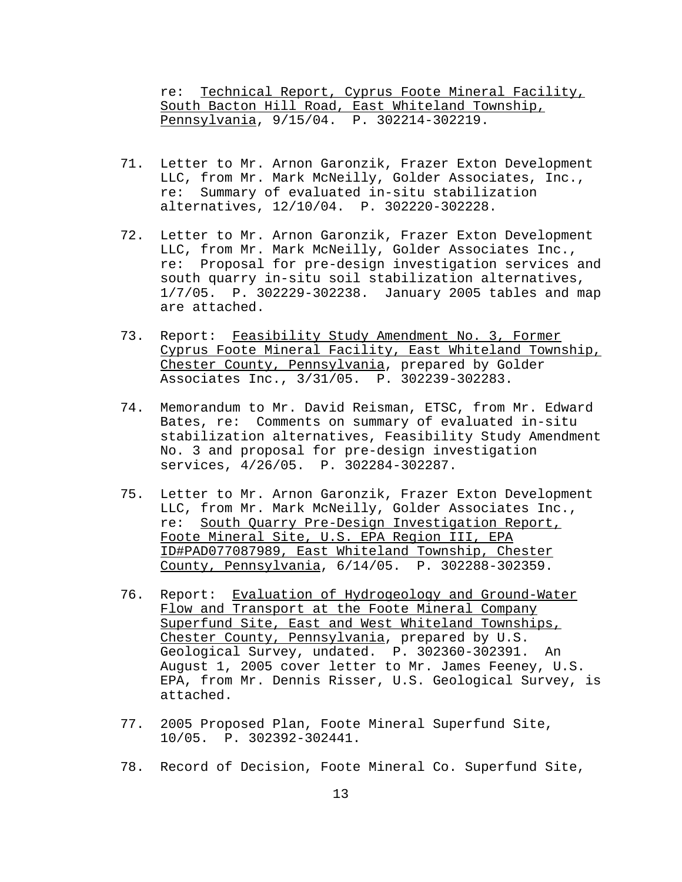re: Technical Report, Cyprus Foote Mineral Facility, South Bacton Hill Road, East Whiteland Township, Pennsylvania, 9/15/04. P. 302214-302219.

71. Letter to Mr. Arnon Garonzik, Frazer Exton Development LLC, from Mr. Mark McNeilly, Golder Associates, Inc., re: Summary of evaluated in-situ stabilization alternatives, 12/10/04. P. 302220-302228.

72. Letter to Mr. Arnon Garonzik, Frazer Exton Development LLC, from Mr. Mark McNeilly, Golder Associates Inc., re: Proposal for pre-design investigation services and south quarry in-situ soil stabilization alternatives, 1/7/05. P. 302229-302238. January 2005 tables and map are attached.

73. Report: Feasibility Study Amendment No. 3, Former Cyprus Foote Mineral Facility, East Whiteland Township, Chester County, Pennsylvania, prepared by Golder Associates Inc., 3/31/05. P. 302239-302283.

74. Memorandum to Mr. David Reisman, ETSC, from Mr. Edward Bates, re: Comments on summary of evaluated in-situ stabilization alternatives, Feasibility Study Amendment No. 3 and proposal for pre-design investigation services, 4/26/05. P. 302284-302287.

75. Letter to Mr. Arnon Garonzik, Frazer Exton Development LLC, from Mr. Mark McNeilly, Golder Associates Inc., re: South Quarry Pre-Design Investigation Report, Foote Mineral Site, U.S. EPA Region III, EPA ID#PAD077087989, East Whiteland Township, Chester County, Pennsylvania, 6/14/05. P. 302288-302359.

76. Report: Evaluation of Hydrogeology and Ground-Water Flow and Transport at the Foote Mineral Company Superfund Site, East and West Whiteland Townships, Chester County, Pennsylvania, prepared by U.S. Geological Survey, undated. P. 302360-302391. An August 1, 2005 cover letter to Mr. James Feeney, U.S. EPA, from Mr. Dennis Risser, U.S. Geological Survey, is attached.

77. 2005 Proposed Plan, Foote Mineral Superfund Site, 10/05. P. 302392-302441.

78. Record of Decision, Foote Mineral Co. Superfund Site,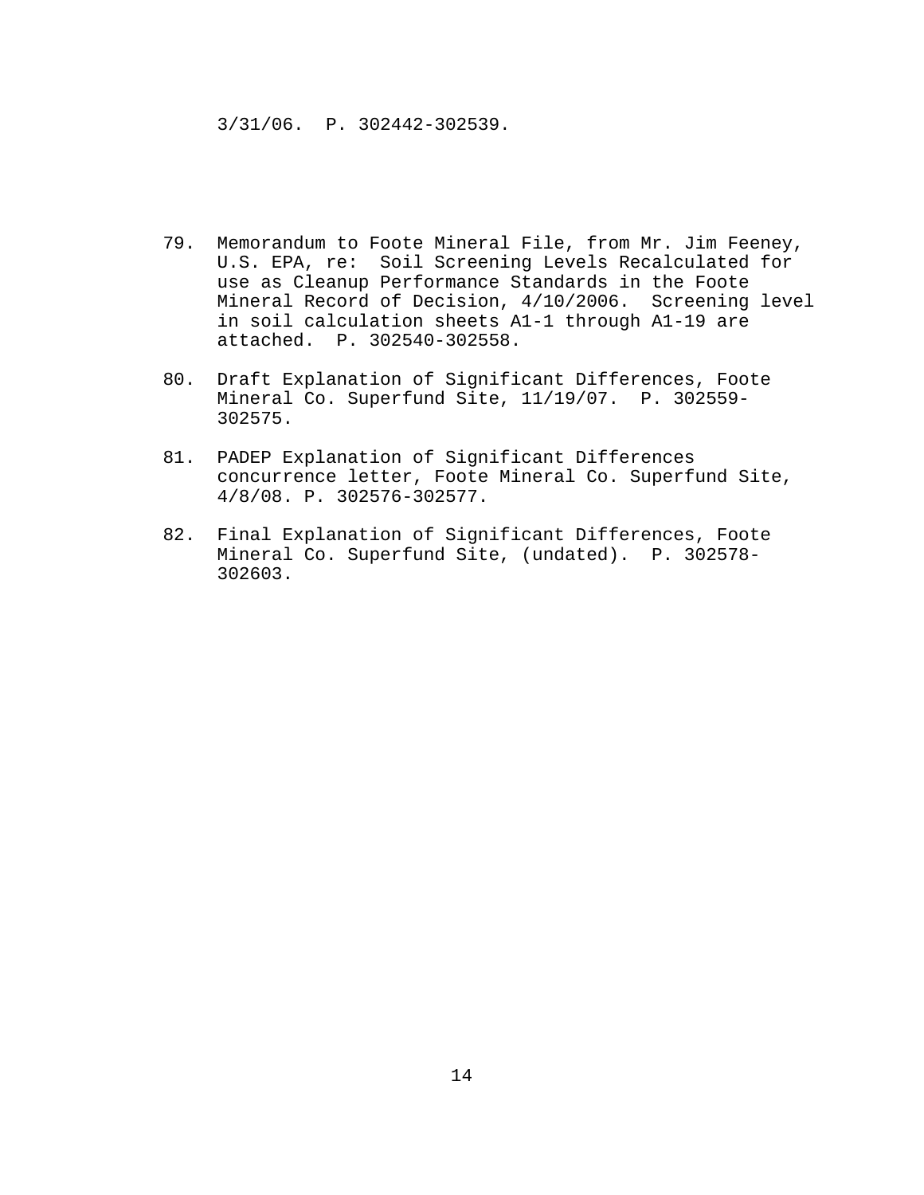3/31/06. P. 302442-302539.

79. Memorandum to Foote Mineral File, from Mr. Jim Feeney, U.S. EPA, re: Soil Screening Levels Recalculated for use as Cleanup Performance Standards in the Foote Mineral Record of Decision, 4/10/2006. Screening level in soil calculation sheets A1-1 through A1-19 are attached. P. 302540-302558.

80. Draft Explanation of Significant Differences, Foote Mineral Co. Superfund Site, 11/19/07. P. 302559-302575.

81. PADEP Explanation of Significant Differences concurrence letter, Foote Mineral Co. Superfund Site, 4/8/08. P. 302576-302577.

82. Final Explanation of Significant Differences, Foote Mineral Co. Superfund Site, (undated). P. 302578-302603.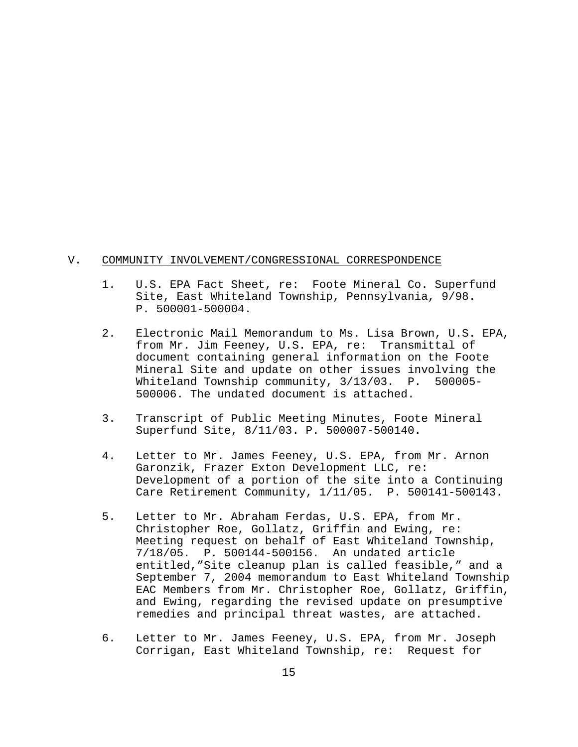## V. COMMUNITY INVOLVEMENT/CONGRESSIONAL CORRESPONDENCE

1. U.S. EPA Fact Sheet, re: Foote Mineral Co. Superfund Site, East Whiteland Township, Pennsylvania, 9/98. P. 500001-500004.

2. Electronic Mail Memorandum to Ms. Lisa Brown, U.S. EPA, from Mr. Jim Feeney, U.S. EPA, re: Transmittal of document containing general information on the Foote Mineral Site and update on other issues involving the Whiteland Township community, 3/13/03. P. 500005-500006. The undated document is attached.

3. Transcript of Public Meeting Minutes, Foote Mineral Superfund Site, 8/11/03. P. 500007-500140.

4. Letter to Mr. James Feeney, U.S. EPA, from Mr. Arnon Garonzik, Frazer Exton Development LLC, re: Development of a portion of the site into a Continuing Care Retirement Community, 1/11/05. P. 500141-500143.

5. Letter to Mr. Abraham Ferdas, U.S. EPA, from Mr. Christopher Roe, Gollatz, Griffin and Ewing, re: Meeting request on behalf of East Whiteland Township, 7/18/05. P. 500144-500156. An undated article entitled,"Site cleanup plan is called feasible," and a September 7, 2004 memorandum to East Whiteland Township EAC Members from Mr. Christopher Roe, Gollatz, Griffin, and Ewing, regarding the revised update on presumptive remedies and principal threat wastes, are attached.

6. Letter to Mr. James Feeney, U.S. EPA, from Mr. Joseph Corrigan, East Whiteland Township, re: Request for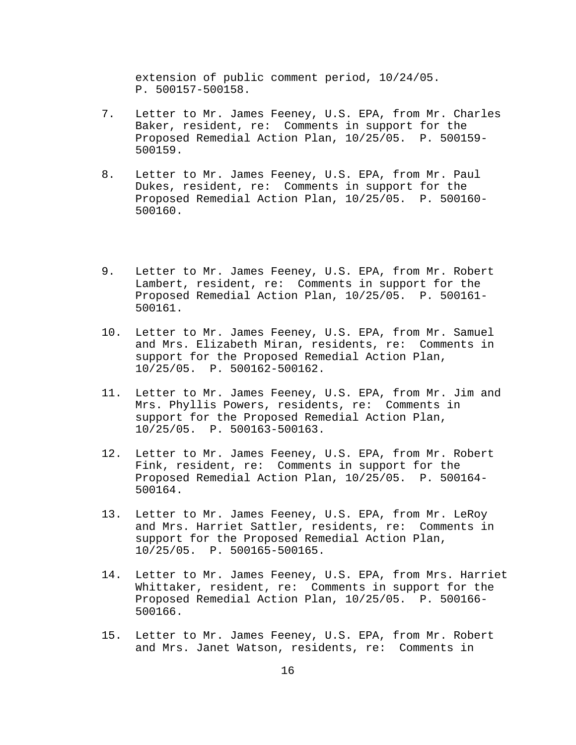extension of public comment period, 10/24/05. P. 500157-500158.

7. Letter to Mr. James Feeney, U.S. EPA, from Mr. Charles Baker, resident, re: Comments in support for the Proposed Remedial Action Plan, 10/25/05. P. 500159-500159.

8. Letter to Mr. James Feeney, U.S. EPA, from Mr. Paul Dukes, resident, re: Comments in support for the Proposed Remedial Action Plan, 10/25/05. P. 500160-500160.

9. Letter to Mr. James Feeney, U.S. EPA, from Mr. Robert Lambert, resident, re: Comments in support for the Proposed Remedial Action Plan, 10/25/05. P. 500161-500161.

10. Letter to Mr. James Feeney, U.S. EPA, from Mr. Samuel and Mrs. Elizabeth Miran, residents, re: Comments in support for the Proposed Remedial Action Plan, 10/25/05. P. 500162-500162.

11. Letter to Mr. James Feeney, U.S. EPA, from Mr. Jim and Mrs. Phyllis Powers, residents, re: Comments in support for the Proposed Remedial Action Plan, 10/25/05. P. 500163-500163.

12. Letter to Mr. James Feeney, U.S. EPA, from Mr. Robert Fink, resident, re: Comments in support for the Proposed Remedial Action Plan, 10/25/05. P. 500164-500164.

13. Letter to Mr. James Feeney, U.S. EPA, from Mr. LeRoy and Mrs. Harriet Sattler, residents, re: Comments in support for the Proposed Remedial Action Plan, 10/25/05. P. 500165-500165.

14. Letter to Mr. James Feeney, U.S. EPA, from Mrs. Harriet Whittaker, resident, re: Comments in support for the Proposed Remedial Action Plan, 10/25/05. P. 500166-500166.

15. Letter to Mr. James Feeney, U.S. EPA, from Mr. Robert and Mrs. Janet Watson, residents, re: Comments in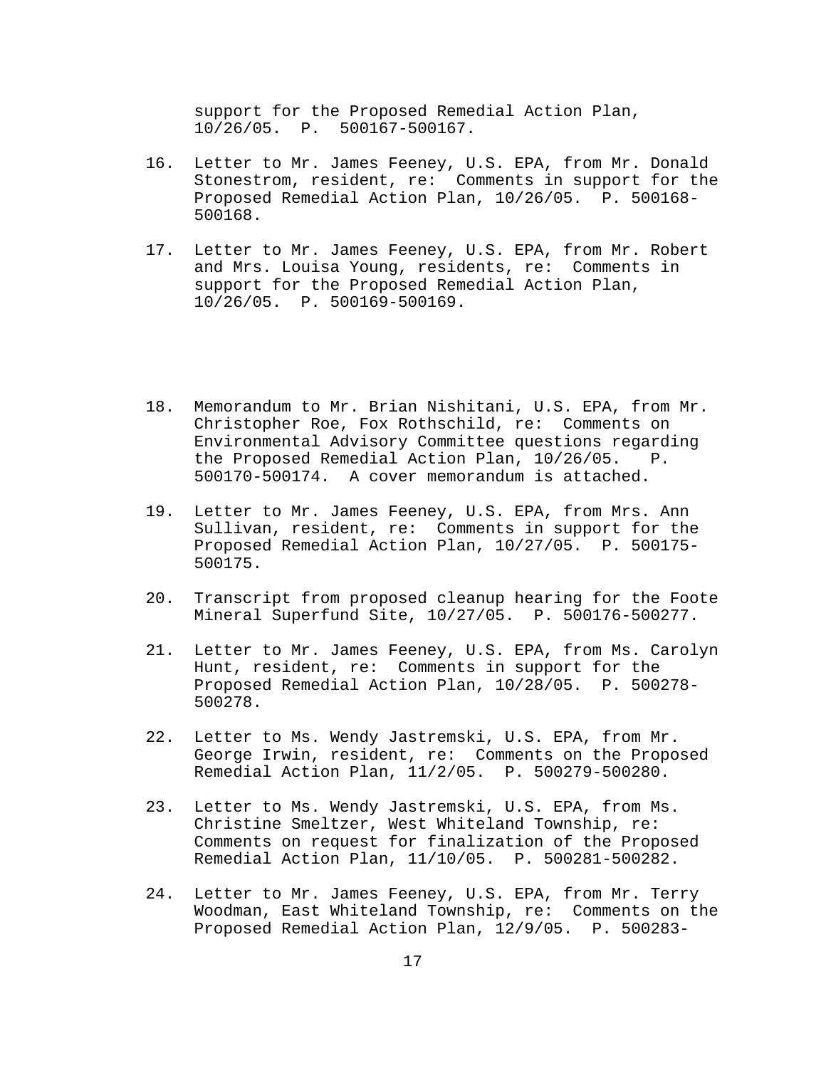support for the Proposed Remedial Action Plan, 10/26/05. P. 500167-500167.

16. Letter to Mr. James Feeney, U.S. EPA, from Mr. Donald Stonestrom, resident, re: Comments in support for the Proposed Remedial Action Plan, 10/26/05. P. 500168-500168.

17. Letter to Mr. James Feeney, U.S. EPA, from Mr. Robert and Mrs. Louisa Young, residents, re: Comments in support for the Proposed Remedial Action Plan, 10/26/05. P. 500169-500169.

18. Memorandum to Mr. Brian Nishitani, U.S. EPA, from Mr. Christopher Roe, Fox Rothschild, re: Comments on Environmental Advisory Committee questions regarding the Proposed Remedial Action Plan, 10/26/05. P. 500170-500174. A cover memorandum is attached.

19. Letter to Mr. James Feeney, U.S. EPA, from Mrs. Ann Sullivan, resident, re: Comments in support for the Proposed Remedial Action Plan, 10/27/05. P. 500175-500175.

20. Transcript from proposed cleanup hearing for the Foote Mineral Superfund Site, 10/27/05. P. 500176-500277.

21. Letter to Mr. James Feeney, U.S. EPA, from Ms. Carolyn Hunt, resident, re: Comments in support for the Proposed Remedial Action Plan, 10/28/05. P. 500278-500278.

22. Letter to Ms. Wendy Jastremski, U.S. EPA, from Mr. George Irwin, resident, re: Comments on the Proposed Remedial Action Plan, 11/2/05. P. 500279-500280.

23. Letter to Ms. Wendy Jastremski, U.S. EPA, from Ms. Christine Smeltzer, West Whiteland Township, re: Comments on request for finalization of the Proposed Remedial Action Plan, 11/10/05. P. 500281-500282.

24. Letter to Mr. James Feeney, U.S. EPA, from Mr. Terry Woodman, East Whiteland Township, re: Comments on the Proposed Remedial Action Plan, 12/9/05. P. 500283-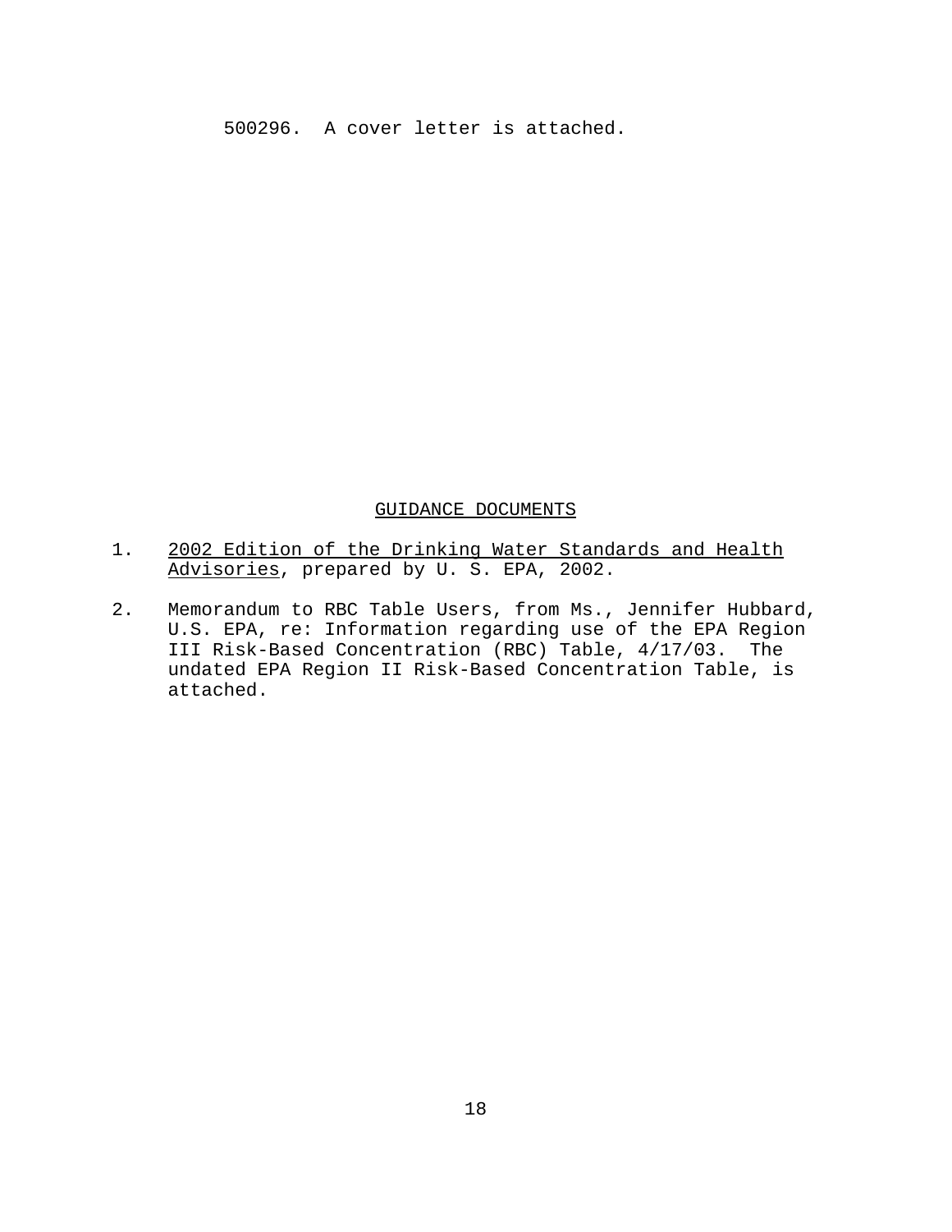500296. A cover letter is attached.

## GUIDANCE DOCUMENTS

1. <u>2002 Edition of the Drinking Water Standards and Health Advisories</u>, prepared by U. S. EPA, 2002.

2. Memorandum to RBC Table Users, from Ms., Jennifer Hubbard, U.S. EPA, re: Information regarding use of the EPA Region III Risk-Based Concentration (RBC) Table, 4/17/03. The undated EPA Region II Risk-Based Concentration Table, is attached.